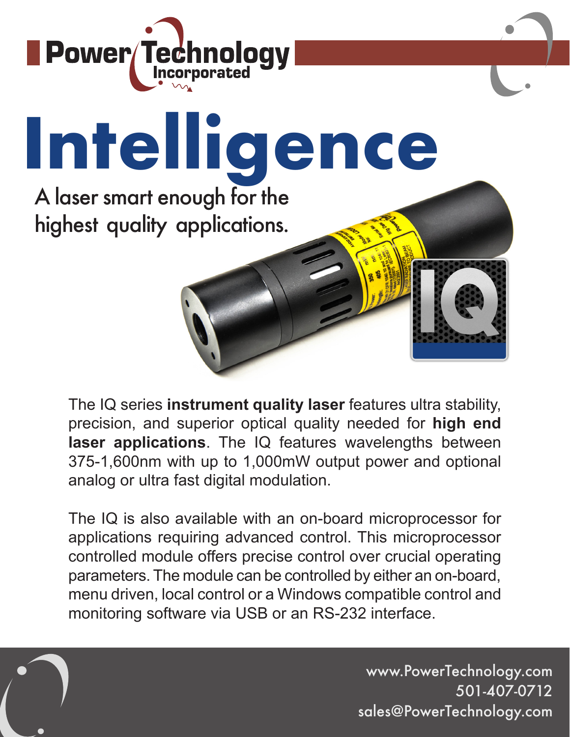Power Technology Incorporated

# Intelligence

## A laser smart enough for the highest quality applications.

The IQ series **instrument quality laser** features ultra stability, precision, and superior optical quality needed for **high end laser applications**. The IQ features wavelengths between 375-1,600nm with up to 1,000mW output power and optional analog or ultra fast digital modulation.

The IQ is also available with an on-board microprocessor for applications requiring advanced control. This microprocessor controlled module offers precise control over crucial operating parameters. The module can be controlled by either an on-board, menu driven, local control or a Windows compatible control and monitoring software via USB or an RS-232 interface.

www.PowerTechnology.com
501-407-0712
sales@PowerTechnology.com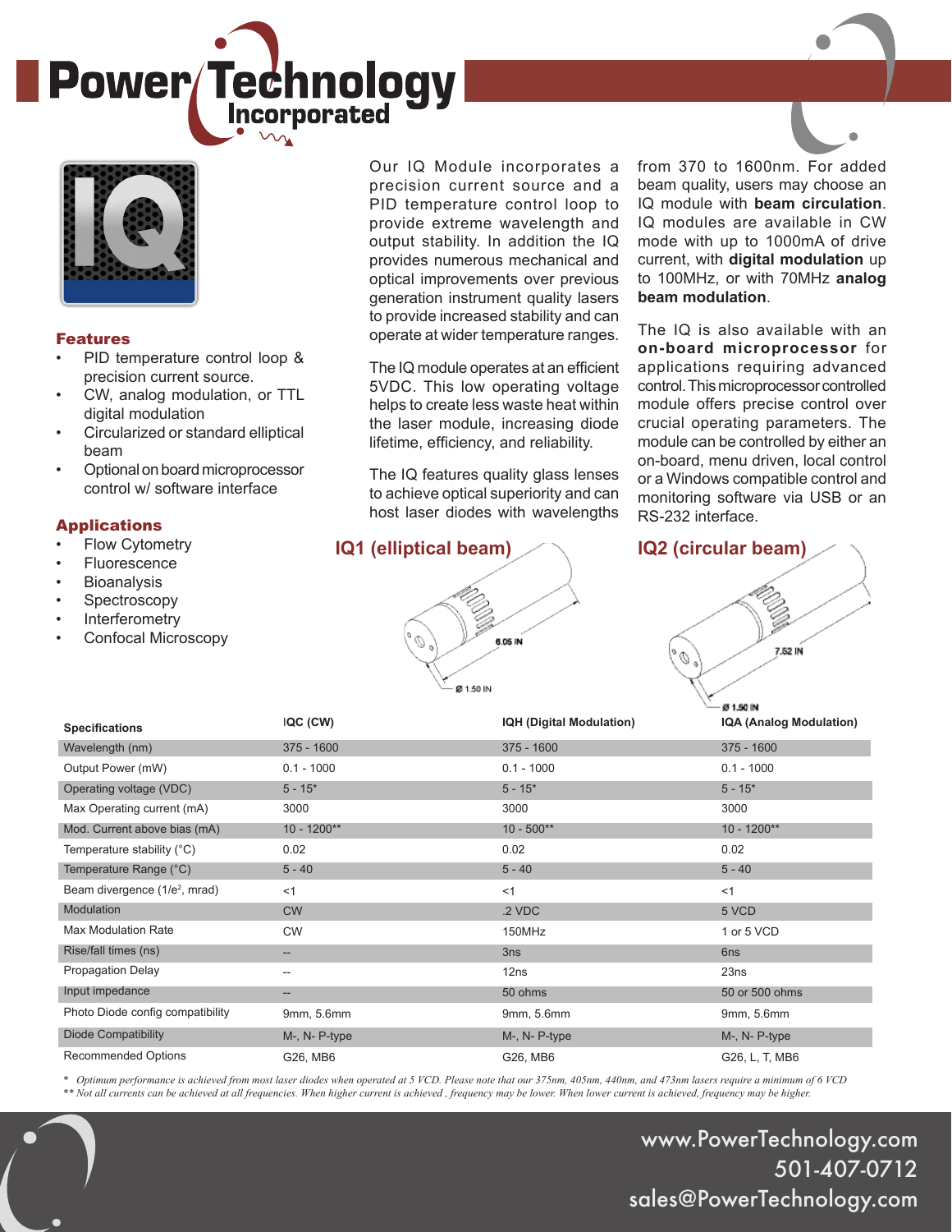# Power Technology Incorporated

## Features

- PID temperature control loop & precision current source.
- CW, analog modulation, or TTL digital modulation
- Circularized or standard elliptical beam
- Optional on board microprocessor control w/ software interface

## Applications

- Flow Cytometry
- Fluorescence
- Bioanalysis
- Spectroscopy
- Interferometry
- Confocal Microscopy

Our IQ Module incorporates a precision current source and a PID temperature control loop to provide extreme wavelength and output stability. In addition the IQ provides numerous mechanical and optical improvements over previous generation instrument quality lasers to provide increased stability and can operate at wider temperature ranges.

The IQ module operates at an efficient 5VDC. This low operating voltage helps to create less waste heat within the laser module, increasing diode lifetime, efficiency, and reliability.

The IQ features quality glass lenses to achieve optical superiority and can host laser diodes with wavelengths from 370 to 1600nm. For added beam quality, users may choose an IQ module with **beam circulation**. IQ modules are available in CW mode with up to 1000mA of drive current, with **digital modulation** up to 100MHz, or with 70MHz **analog beam modulation**.

The IQ is also available with an **on-board microprocessor** for applications requiring advanced control. This microprocessor controlled module offers precise control over crucial operating parameters. The module can be controlled by either an on-board, menu driven, local control or a Windows compatible control and monitoring software via USB or an RS-232 interface.

## IQ1 (elliptical beam)

6.05 IN

Ø 1.50 IN

## IQ2 (circular beam)

7.52 IN

Ø 1.50 IN

| Specifications | IQC (CW) | IQH (Digital Modulation) | IQA (Analog Modulation) |
|---|---|---|---|
| Wavelength (nm) | 375 - 1600 | 375 - 1600 | 375 - 1600 |
| Output Power (mW) | 0.1 - 1000 | 0.1 - 1000 | 0.1 - 1000 |
| Operating voltage (VDC) | 5 - 15* | 5 - 15* | 5 - 15* |
| Max Operating current (mA) | 3000 | 3000 | 3000 |
| Mod. Current above bias (mA) | 10 - 1200** | 10 - 500** | 10 - 1200** |
| Temperature stability (°C) | 0.02 | 0.02 | 0.02 |
| Temperature Range (°C) | 5 - 40 | 5 - 40 | 5 - 40 |
| Beam divergence (1/e², mrad) | <1 | <1 | <1 |
| Modulation | CW | .2 VDC | 5 VCD |
| Max Modulation Rate | CW | 150MHz | 1 or 5 VCD |
| Rise/fall times (ns) | -- | 3ns | 6ns |
| Propagation Delay | -- | 12ns | 23ns |
| Input impedance | -- | 50 ohms | 50 or 500 ohms |
| Photo Diode config compatibility | 9mm, 5.6mm | 9mm, 5.6mm | 9mm, 5.6mm |
| Diode Compatibility | M-, N- P-type | M-, N- P-type | M-, N- P-type |
| Recommended Options | G26, MB6 | G26, MB6 | G26, L, T, MB6 |

*\* Optimum performance is achieved from most laser diodes when operated at 5 VCD. Please note that our 375nm, 405nm, 440nm, and 473nm lasers require a minimum of 6 VCD*
*\*\* Not all currents can be achieved at all frequencies. When higher current is achieved , frequency may be lower. When lower current is achieved, frequency may be higher.*

www.PowerTechnology.com
501-407-0712
sales@PowerTechnology.com